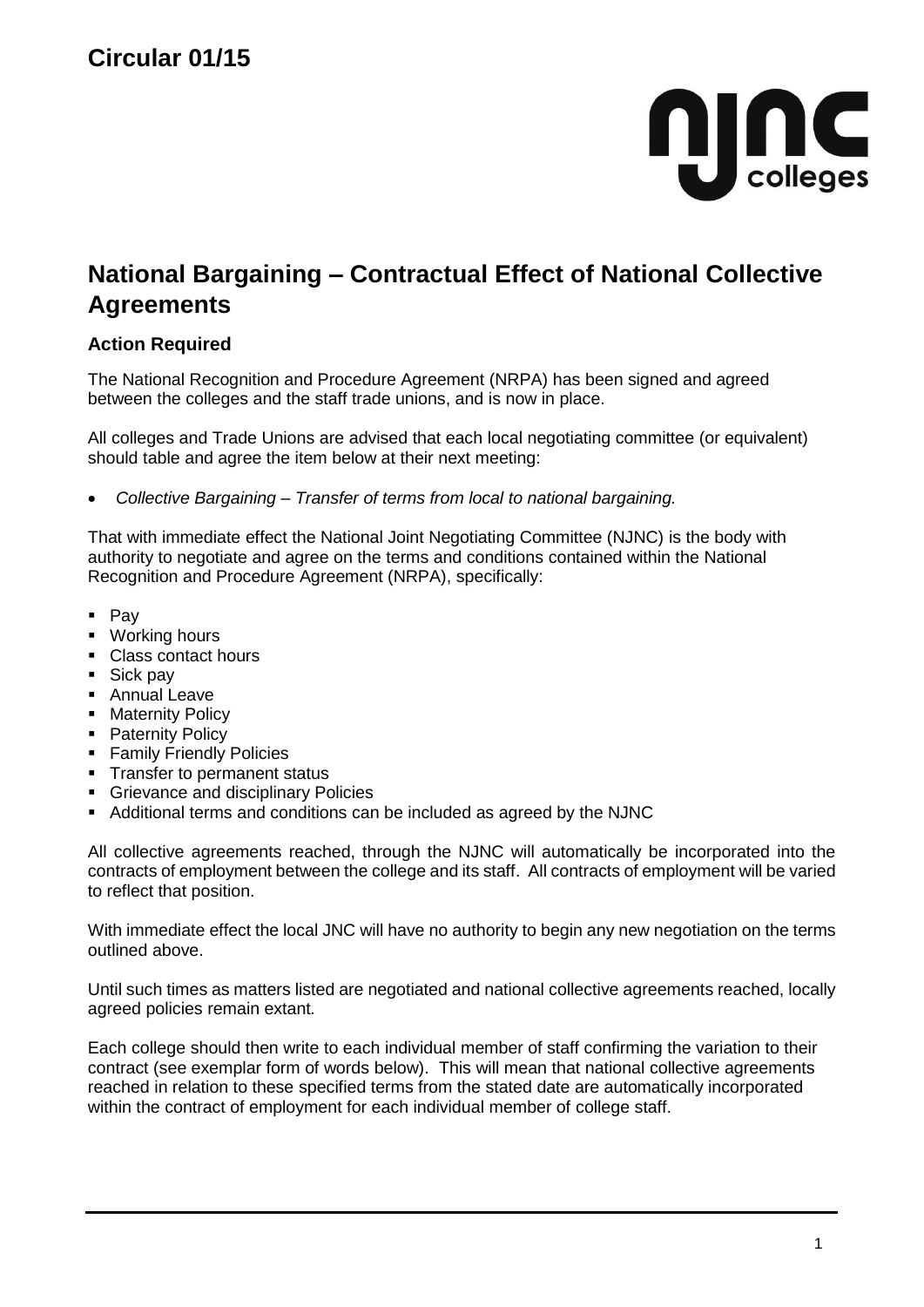# Circular 01/15

## National Bargaining – Contractual Effect of National Collective Agreements

### Action Required

The National Recognition and Procedure Agreement (NRPA) has been signed and agreed between the colleges and the staff trade unions, and is now in place.

All colleges and Trade Unions are advised that each local negotiating committee (or equivalent) should table and agree the item below at their next meeting:

- *Collective Bargaining – Transfer of terms from local to national bargaining.*

That with immediate effect the National Joint Negotiating Committee (NJNC) is the body with authority to negotiate and agree on the terms and conditions contained within the National Recognition and Procedure Agreement (NRPA), specifically:

- Pay
- Working hours
- Class contact hours
- Sick pay
- Annual Leave
- Maternity Policy
- Paternity Policy
- Family Friendly Policies
- Transfer to permanent status
- Grievance and disciplinary Policies
- Additional terms and conditions can be included as agreed by the NJNC

All collective agreements reached, through the NJNC will automatically be incorporated into the contracts of employment between the college and its staff. All contracts of employment will be varied to reflect that position.

With immediate effect the local JNC will have no authority to begin any new negotiation on the terms outlined above.

Until such times as matters listed are negotiated and national collective agreements reached, locally agreed policies remain extant.

Each college should then write to each individual member of staff confirming the variation to their contract (see exemplar form of words below). This will mean that national collective agreements reached in relation to these specified terms from the stated date are automatically incorporated within the contract of employment for each individual member of college staff.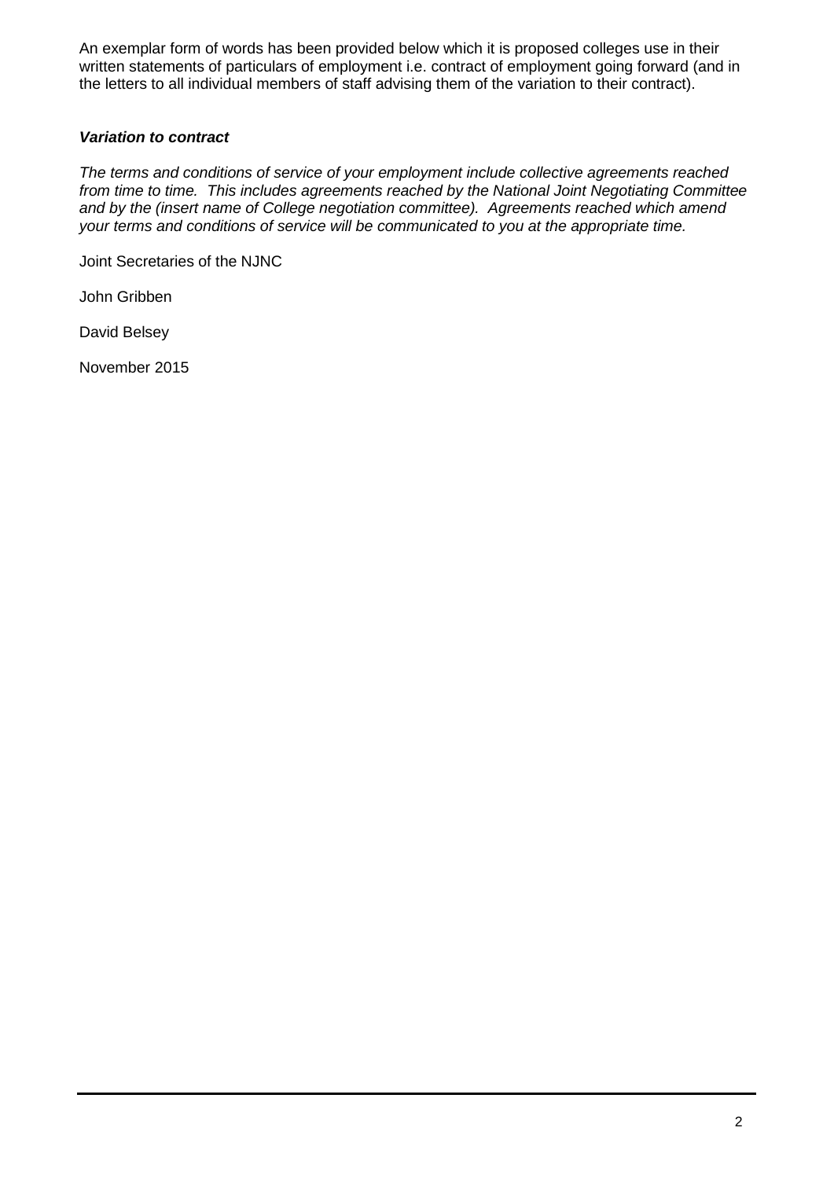An exemplar form of words has been provided below which it is proposed colleges use in their written statements of particulars of employment i.e. contract of employment going forward (and in the letters to all individual members of staff advising them of the variation to their contract).

***Variation to contract***

*The terms and conditions of service of your employment include collective agreements reached from time to time. This includes agreements reached by the National Joint Negotiating Committee and by the (insert name of College negotiation committee). Agreements reached which amend your terms and conditions of service will be communicated to you at the appropriate time.*

Joint Secretaries of the NJNC

John Gribben

David Belsey

November 2015